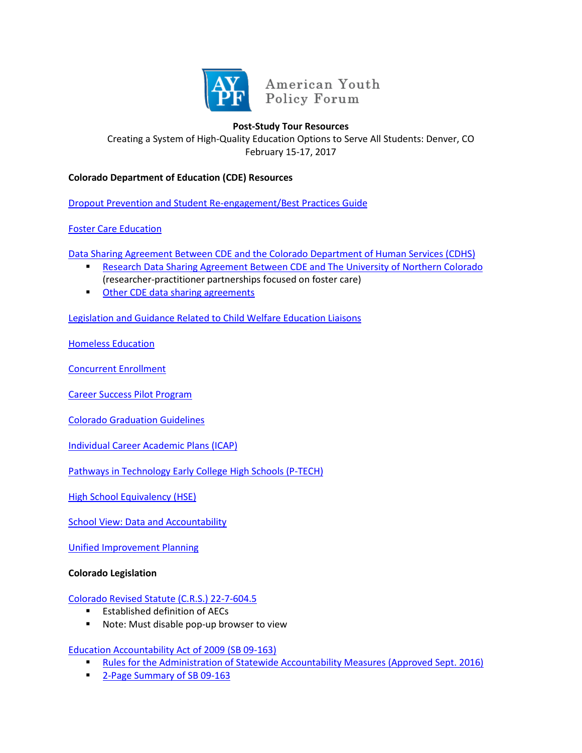American Youth Policy Forum

**Post-Study Tour Resources**

Creating a System of High-Quality Education Options to Serve All Students: Denver, CO

February 15-17, 2017

**Colorado Department of Education (CDE) Resources**

Dropout Prevention and Student Re-engagement/Best Practices Guide

Foster Care Education

Data Sharing Agreement Between CDE and the Colorado Department of Human Services (CDHS)

- Research Data Sharing Agreement Between CDE and The University of Northern Colorado (researcher-practitioner partnerships focused on foster care)
- Other CDE data sharing agreements

Legislation and Guidance Related to Child Welfare Education Liaisons

Homeless Education

Concurrent Enrollment

Career Success Pilot Program

Colorado Graduation Guidelines

Individual Career Academic Plans (ICAP)

Pathways in Technology Early College High Schools (P-TECH)

High School Equivalency (HSE)

School View: Data and Accountability

Unified Improvement Planning

**Colorado Legislation**

Colorado Revised Statute (C.R.S.) 22-7-604.5

- Established definition of AECs
- Note: Must disable pop-up browser to view

Education Accountability Act of 2009 (SB 09-163)

- Rules for the Administration of Statewide Accountability Measures (Approved Sept. 2016)
- 2-Page Summary of SB 09-163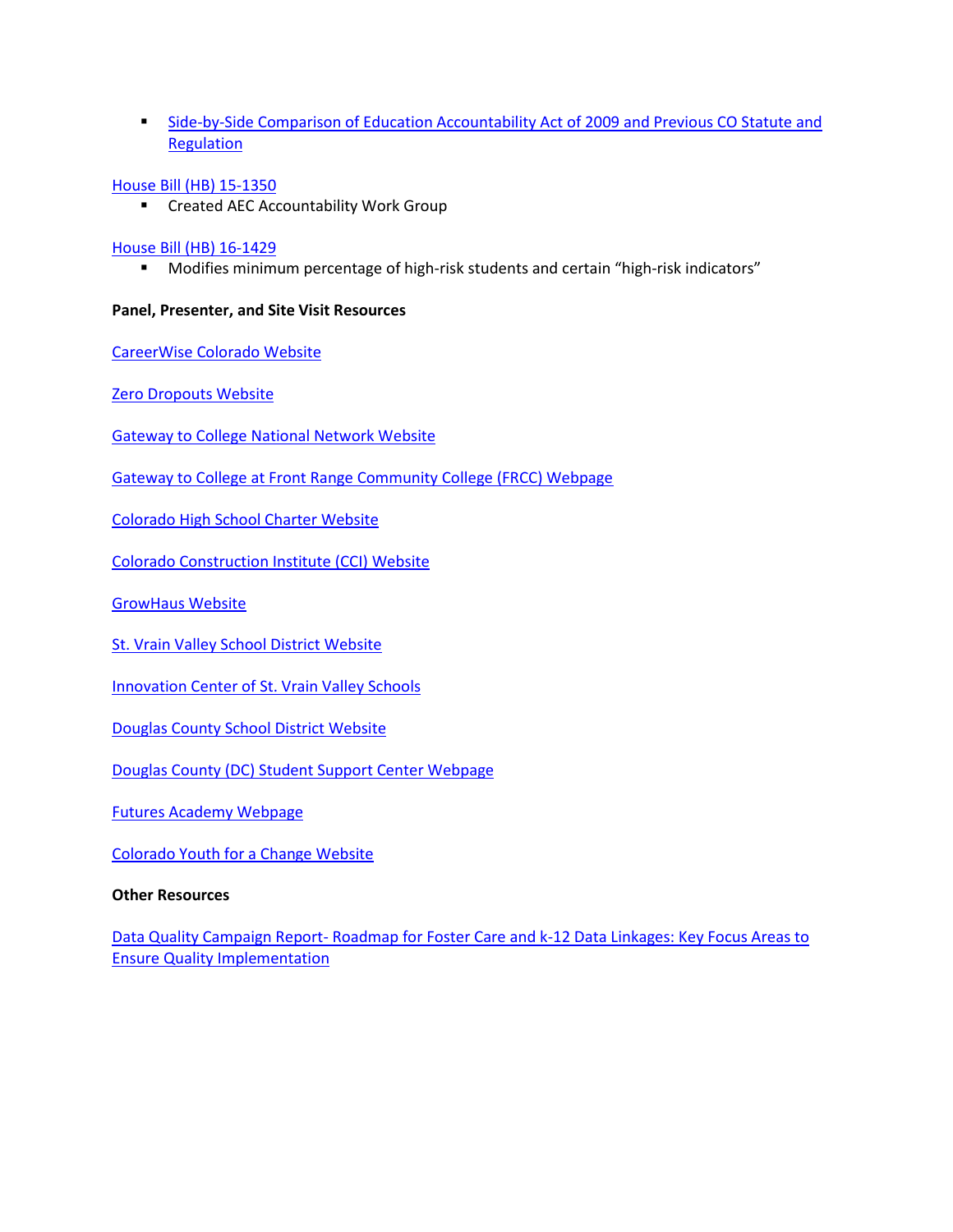- [Side-by-Side Comparison of Education Accountability Act of 2009 and Previous CO Statute and Regulation]

[House Bill (HB) 15-1350]

- Created AEC Accountability Work Group

[House Bill (HB) 16-1429]

- Modifies minimum percentage of high-risk students and certain "high-risk indicators"

**Panel, Presenter, and Site Visit Resources**

[CareerWise Colorado Website]

[Zero Dropouts Website]

[Gateway to College National Network Website]

[Gateway to College at Front Range Community College (FRCC) Webpage]

[Colorado High School Charter Website]

[Colorado Construction Institute (CCI) Website]

[GrowHaus Website]

[St. Vrain Valley School District Website]

[Innovation Center of St. Vrain Valley Schools]

[Douglas County School District Website]

[Douglas County (DC) Student Support Center Webpage]

[Futures Academy Webpage]

[Colorado Youth for a Change Website]

**Other Resources**

[Data Quality Campaign Report- Roadmap for Foster Care and k-12 Data Linkages: Key Focus Areas to Ensure Quality Implementation]